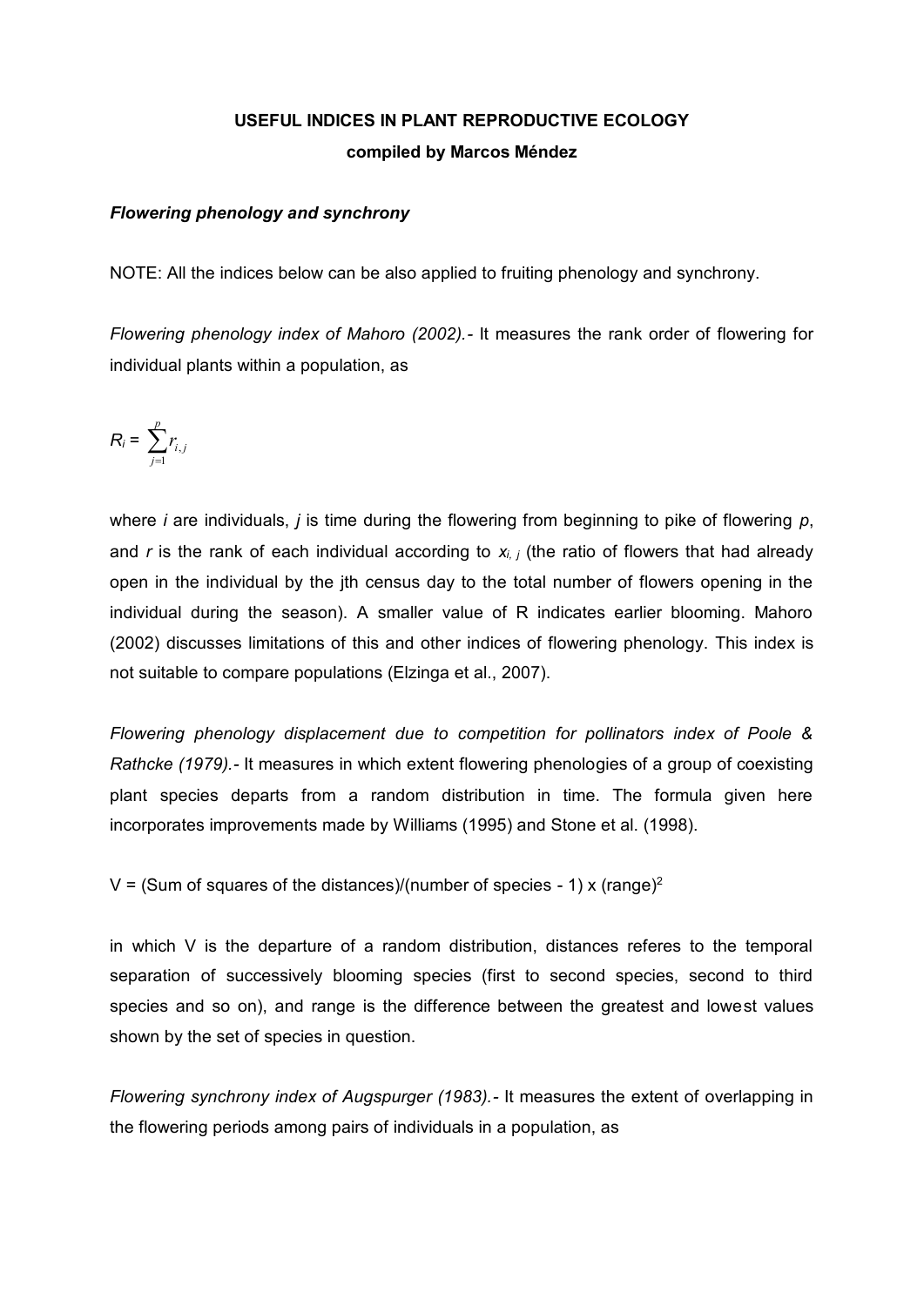**USEFUL INDICES IN PLANT REPRODUCTIVE ECOLOGY**

**compiled by Marcos Méndez**

***Flowering phenology and synchrony***

NOTE: All the indices below can be also applied to fruiting phenology and synchrony.

*Flowering phenology index of Mahoro (2002).*- It measures the rank order of flowering for individual plants within a population, as

$$R_i = \sum_{j=1}^{p} r_{i,j}$$

where *i* are individuals, *j* is time during the flowering from beginning to pike of flowering *p*, and *r* is the rank of each individual according to $x_{i,j}$ (the ratio of flowers that had already open in the individual by the jth census day to the total number of flowers opening in the individual during the season). A smaller value of R indicates earlier blooming. Mahoro (2002) discusses limitations of this and other indices of flowering phenology. This index is not suitable to compare populations (Elzinga et al., 2007).

*Flowering phenology displacement due to competition for pollinators index of Poole & Rathcke (1979).*- It measures in which extent flowering phenologies of a group of coexisting plant species departs from a random distribution in time. The formula given here incorporates improvements made by Williams (1995) and Stone et al. (1998).

V = (Sum of squares of the distances)/(number of species - 1) x (range)$^2$

in which V is the departure of a random distribution, distances referes to the temporal separation of successively blooming species (first to second species, second to third species and so on), and range is the difference between the greatest and lowest values shown by the set of species in question.

*Flowering synchrony index of Augspurger (1983).*- It measures the extent of overlapping in the flowering periods among pairs of individuals in a population, as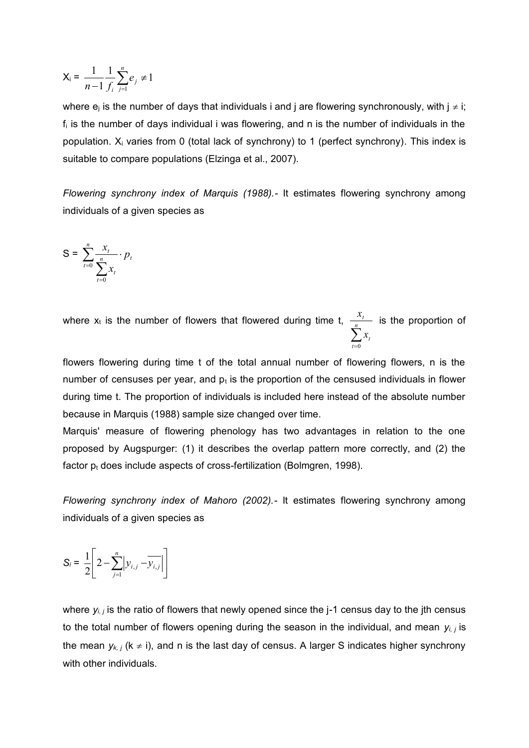$$X_i = \frac{1}{n-1}\frac{1}{f_i}\sum_{j=1}^{n} e_j \neq 1$$

where $e_j$ is the number of days that individuals i and j are flowering synchronously, with $j \neq i$; $f_i$ is the number of days individual i was flowering, and n is the number of individuals in the population. $X_i$ varies from 0 (total lack of synchrony) to 1 (perfect synchrony). This index is suitable to compare populations (Elzinga et al., 2007).

*Flowering synchrony index of Marquis (1988).-* It estimates flowering synchrony among individuals of a given species as

$$S = \sum_{t=0}^{n} \frac{x_t}{\sum_{t=0}^{n} x_t} \cdot p_t$$

where $x_t$ is the number of flowers that flowered during time t, $\frac{x_t}{\sum_{t=0}^{n} x_t}$ is the proportion of flowers flowering during time t of the total annual number of flowering flowers, n is the number of censuses per year, and $p_t$ is the proportion of the censused individuals in flower during time t. The proportion of individuals is included here instead of the absolute number because in Marquis (1988) sample size changed over time.

Marquis' measure of flowering phenology has two advantages in relation to the one proposed by Augspurger: (1) it describes the overlap pattern more correctly, and (2) the factor $p_t$ does include aspects of cross-fertilization (Bolmgren, 1998).

*Flowering synchrony index of Mahoro (2002).-* It estimates flowering synchrony among individuals of a given species as

$$S_i = \frac{1}{2}\left[2 - \sum_{j=1}^{n}\left|y_{i,j} - \overline{y_{i,j}}\right|\right]$$

where $y_{i,j}$ is the ratio of flowers that newly opened since the j-1 census day to the jth census to the total number of flowers opening during the season in the individual, and mean $y_{i,j}$ is the mean $y_{k,j}$ ($k \neq i$), and n is the last day of census. A larger S indicates higher synchrony with other individuals.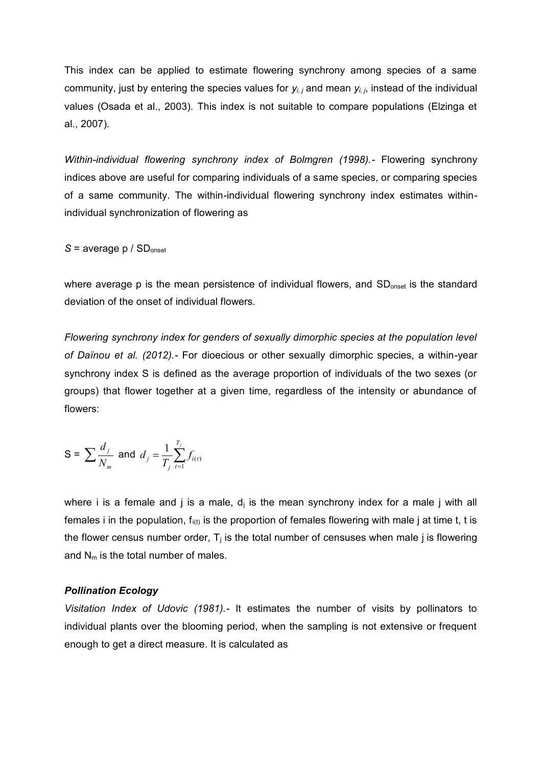This index can be applied to estimate flowering synchrony among species of a same community, just by entering the species values for $y_{i,j}$ and mean $y_{i,j}$, instead of the individual values (Osada et al., 2003). This index is not suitable to compare populations (Elzinga et al., 2007).

*Within-individual flowering synchrony index of Bolmgren (1998).-* Flowering synchrony indices above are useful for comparing individuals of a same species, or comparing species of a same community. The within-individual flowering synchrony index estimates within-individual synchronization of flowering as

$S$ = average p / $SD_{onset}$

where average p is the mean persistence of individual flowers, and $SD_{onset}$ is the standard deviation of the onset of individual flowers.

*Flowering synchrony index for genders of sexually dimorphic species at the population level of Daïnou et al. (2012).-* For dioecious or other sexually dimorphic species, a within-year synchrony index S is defined as the average proportion of individuals of the two sexes (or groups) that flower together at a given time, regardless of the intensity or abundance of flowers:

$$S = \sum \frac{d_j}{N_m} \text{ and } d_j = \frac{1}{T_j} \sum_{t=1}^{T_j} f_{i(t)}$$

where i is a female and j is a male, $d_j$ is the mean synchrony index for a male j with all females i in the population, $f_{i(t)}$ is the proportion of females flowering with male j at time t, t is the flower census number order, $T_j$ is the total number of censuses when male j is flowering and $N_m$ is the total number of males.

***Pollination Ecology***

*Visitation Index of Udovic (1981).-* It estimates the number of visits by pollinators to individual plants over the blooming period, when the sampling is not extensive or frequent enough to get a direct measure. It is calculated as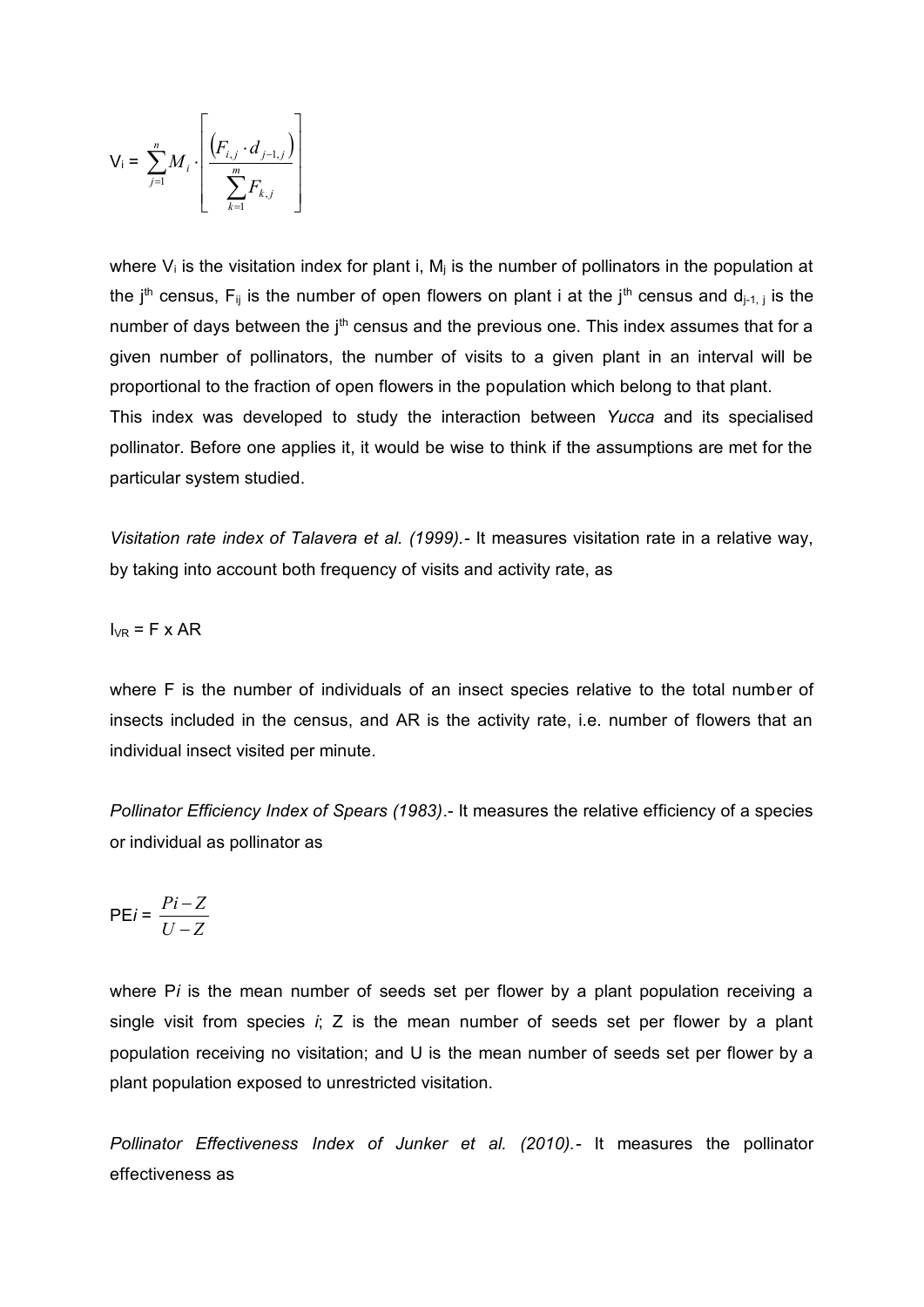$$V_i = \sum_{j=1}^{n} M_i \cdot \left[ \frac{\left(F_{i,j} \cdot d_{j-1,j}\right)}{\sum_{k=1}^{m} F_{k,j}} \right]$$

where $V_i$ is the visitation index for plant i, $M_j$ is the number of pollinators in the population at the $j^{th}$ census, $F_{ij}$ is the number of open flowers on plant i at the $j^{th}$ census and $d_{j-1,\,j}$ is the number of days between the $j^{th}$ census and the previous one. This index assumes that for a given number of pollinators, the number of visits to a given plant in an interval will be proportional to the fraction of open flowers in the population which belong to that plant.

This index was developed to study the interaction between *Yucca* and its specialised pollinator. Before one applies it, it would be wise to think if the assumptions are met for the particular system studied.

*Visitation rate index of Talavera et al. (1999)*.- It measures visitation rate in a relative way, by taking into account both frequency of visits and activity rate, as

$I_{VR}$ = F x AR

where F is the number of individuals of an insect species relative to the total number of insects included in the census, and AR is the activity rate, i.e. number of flowers that an individual insect visited per minute.

*Pollinator Efficiency Index of Spears (1983)*.- It measures the relative efficiency of a species or individual as pollinator as

$$PE_i = \frac{Pi - Z}{U - Z}$$

where P*i* is the mean number of seeds set per flower by a plant population receiving a single visit from species *i*; Z is the mean number of seeds set per flower by a plant population receiving no visitation; and U is the mean number of seeds set per flower by a plant population exposed to unrestricted visitation.

*Pollinator Effectiveness Index of Junker et al. (2010)*.- It measures the pollinator effectiveness as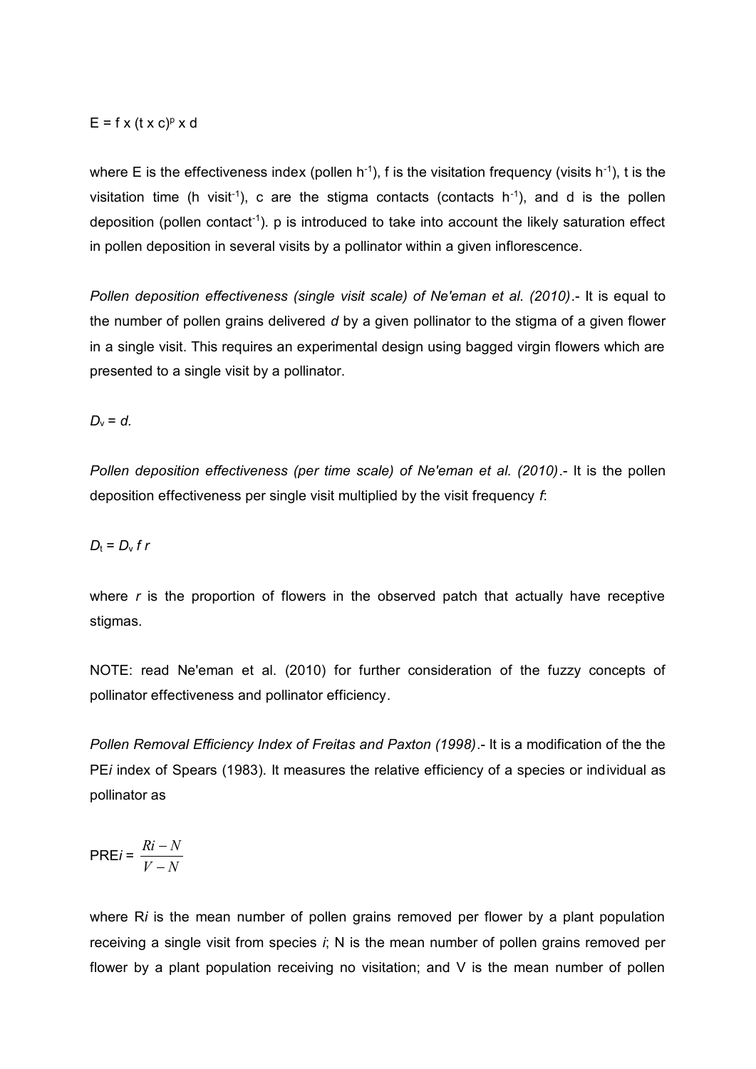$E = f \times (t \times c)^p \times d$

where E is the effectiveness index (pollen $h^{-1}$), f is the visitation frequency (visits $h^{-1}$), t is the visitation time (h $visit^{-1}$), c are the stigma contacts (contacts $h^{-1}$), and d is the pollen deposition (pollen $contact^{-1}$). p is introduced to take into account the likely saturation effect in pollen deposition in several visits by a pollinator within a given inflorescence.

*Pollen deposition effectiveness (single visit scale) of Ne'eman et al. (2010)*.- It is equal to the number of pollen grains delivered *d* by a given pollinator to the stigma of a given flower in a single visit. This requires an experimental design using bagged virgin flowers which are presented to a single visit by a pollinator.

$D_v = d.$

*Pollen deposition effectiveness (per time scale) of Ne'eman et al. (2010)*.- It is the pollen deposition effectiveness per single visit multiplied by the visit frequency *f*:

$D_t = D_v\, f\, r$

where *r* is the proportion of flowers in the observed patch that actually have receptive stigmas.

NOTE: read Ne'eman et al. (2010) for further consideration of the fuzzy concepts of pollinator effectiveness and pollinator efficiency.

*Pollen Removal Efficiency Index of Freitas and Paxton (1998)*.- It is a modification of the the PE*i* index of Spears (1983). It measures the relative efficiency of a species or individual as pollinator as

$$\text{PRE}i = \frac{Ri - N}{V - N}$$

where R*i* is the mean number of pollen grains removed per flower by a plant population receiving a single visit from species *i*; N is the mean number of pollen grains removed per flower by a plant population receiving no visitation; and V is the mean number of pollen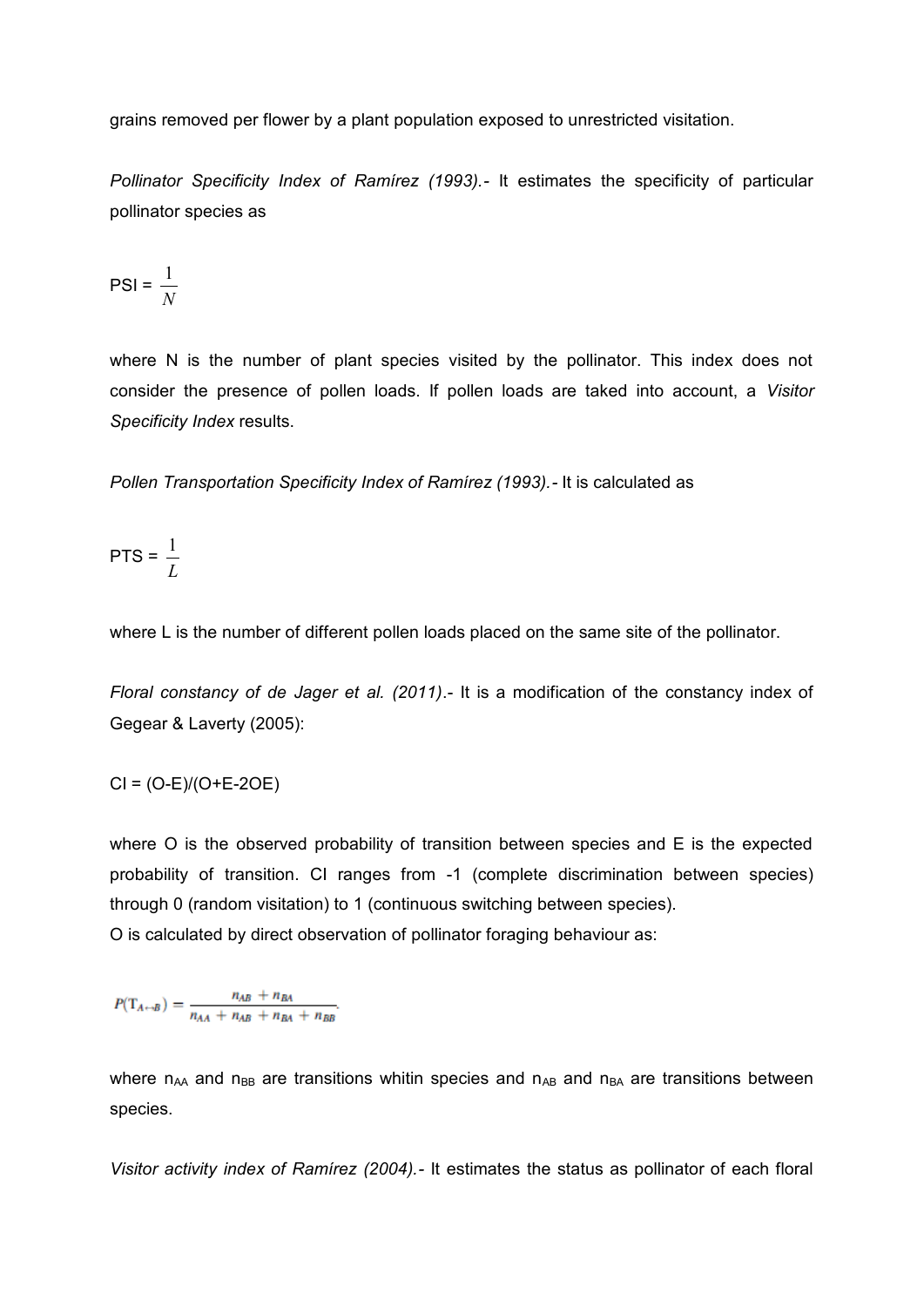grains removed per flower by a plant population exposed to unrestricted visitation.

*Pollinator Specificity Index of Ramírez (1993).*- It estimates the specificity of particular pollinator species as

$$\text{PSI} = \frac{1}{N}$$

where N is the number of plant species visited by the pollinator. This index does not consider the presence of pollen loads. If pollen loads are taked into account, a *Visitor Specificity Index* results.

*Pollen Transportation Specificity Index of Ramírez (1993).*- It is calculated as

$$\text{PTS} = \frac{1}{L}$$

where L is the number of different pollen loads placed on the same site of the pollinator.

*Floral constancy of de Jager et al. (2011)*.- It is a modification of the constancy index of Gegear & Laverty (2005):

$$CI = (O-E)/(O+E-2OE)$$

where O is the observed probability of transition between species and E is the expected probability of transition. CI ranges from -1 (complete discrimination between species) through 0 (random visitation) to 1 (continuous switching between species).
O is calculated by direct observation of pollinator foraging behaviour as:

$$P(T_{A\leftrightarrow B}) = \frac{n_{AB} + n_{BA}}{n_{AA} + n_{AB} + n_{BA} + n_{BB}}.$$

where $n_{AA}$ and $n_{BB}$ are transitions whitin species and $n_{AB}$ and $n_{BA}$ are transitions between species.

*Visitor activity index of Ramírez (2004).*- It estimates the status as pollinator of each floral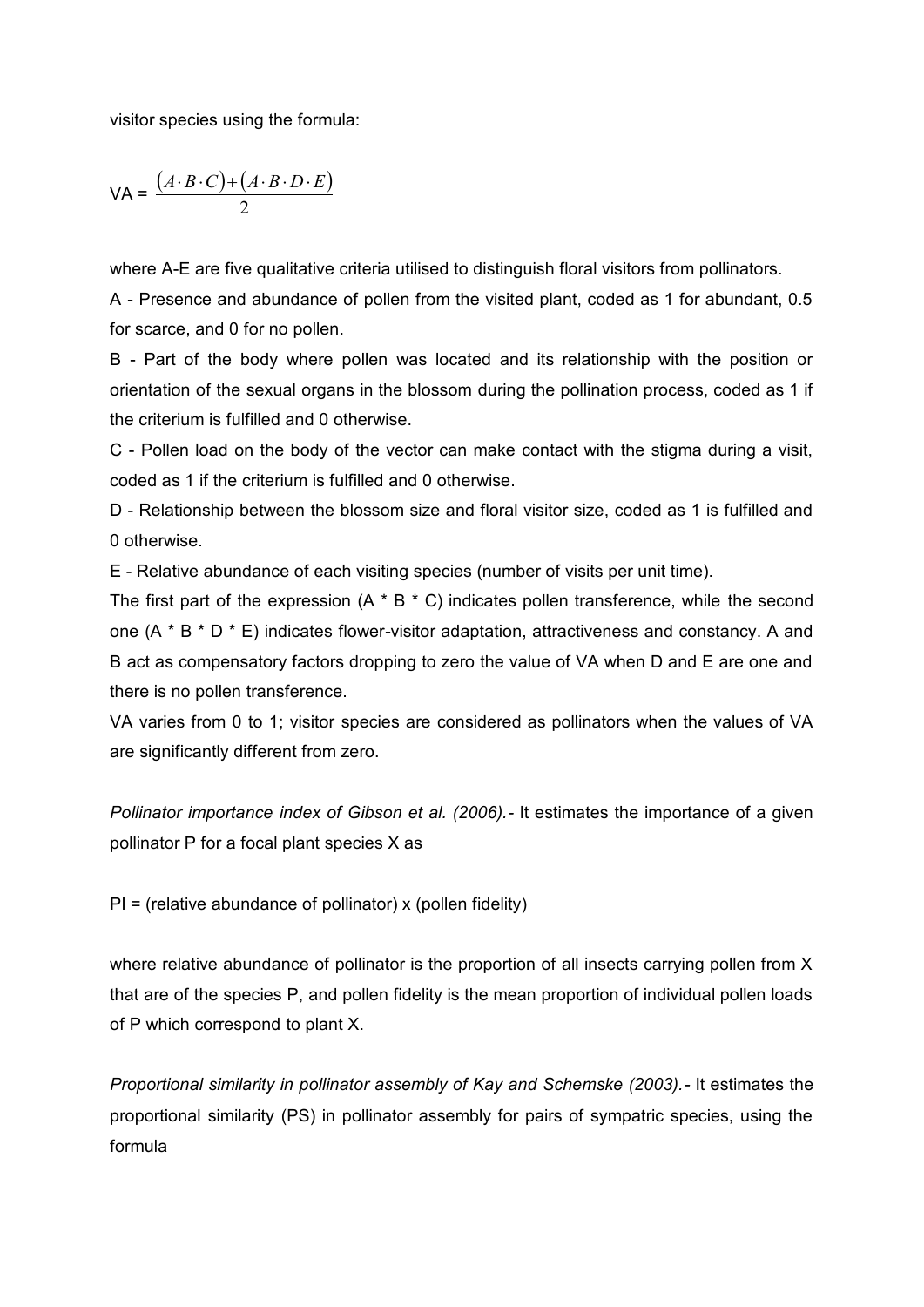visitor species using the formula:

$$VA = \frac{(A \cdot B \cdot C) + (A \cdot B \cdot D \cdot E)}{2}$$

where A-E are five qualitative criteria utilised to distinguish floral visitors from pollinators.

A - Presence and abundance of pollen from the visited plant, coded as 1 for abundant, 0.5 for scarce, and 0 for no pollen.

B - Part of the body where pollen was located and its relationship with the position or orientation of the sexual organs in the blossom during the pollination process, coded as 1 if the criterium is fulfilled and 0 otherwise.

C - Pollen load on the body of the vector can make contact with the stigma during a visit, coded as 1 if the criterium is fulfilled and 0 otherwise.

D - Relationship between the blossom size and floral visitor size, coded as 1 is fulfilled and 0 otherwise.

E - Relative abundance of each visiting species (number of visits per unit time).

The first part of the expression (A * B * C) indicates pollen transference, while the second one (A * B * D * E) indicates flower-visitor adaptation, attractiveness and constancy. A and B act as compensatory factors dropping to zero the value of VA when D and E are one and there is no pollen transference.

VA varies from 0 to 1; visitor species are considered as pollinators when the values of VA are significantly different from zero.

*Pollinator importance index of Gibson et al. (2006).*- It estimates the importance of a given pollinator P for a focal plant species X as

PI = (relative abundance of pollinator) x (pollen fidelity)

where relative abundance of pollinator is the proportion of all insects carrying pollen from X that are of the species P, and pollen fidelity is the mean proportion of individual pollen loads of P which correspond to plant X.

*Proportional similarity in pollinator assembly of Kay and Schemske (2003).*- It estimates the proportional similarity (PS) in pollinator assembly for pairs of sympatric species, using the formula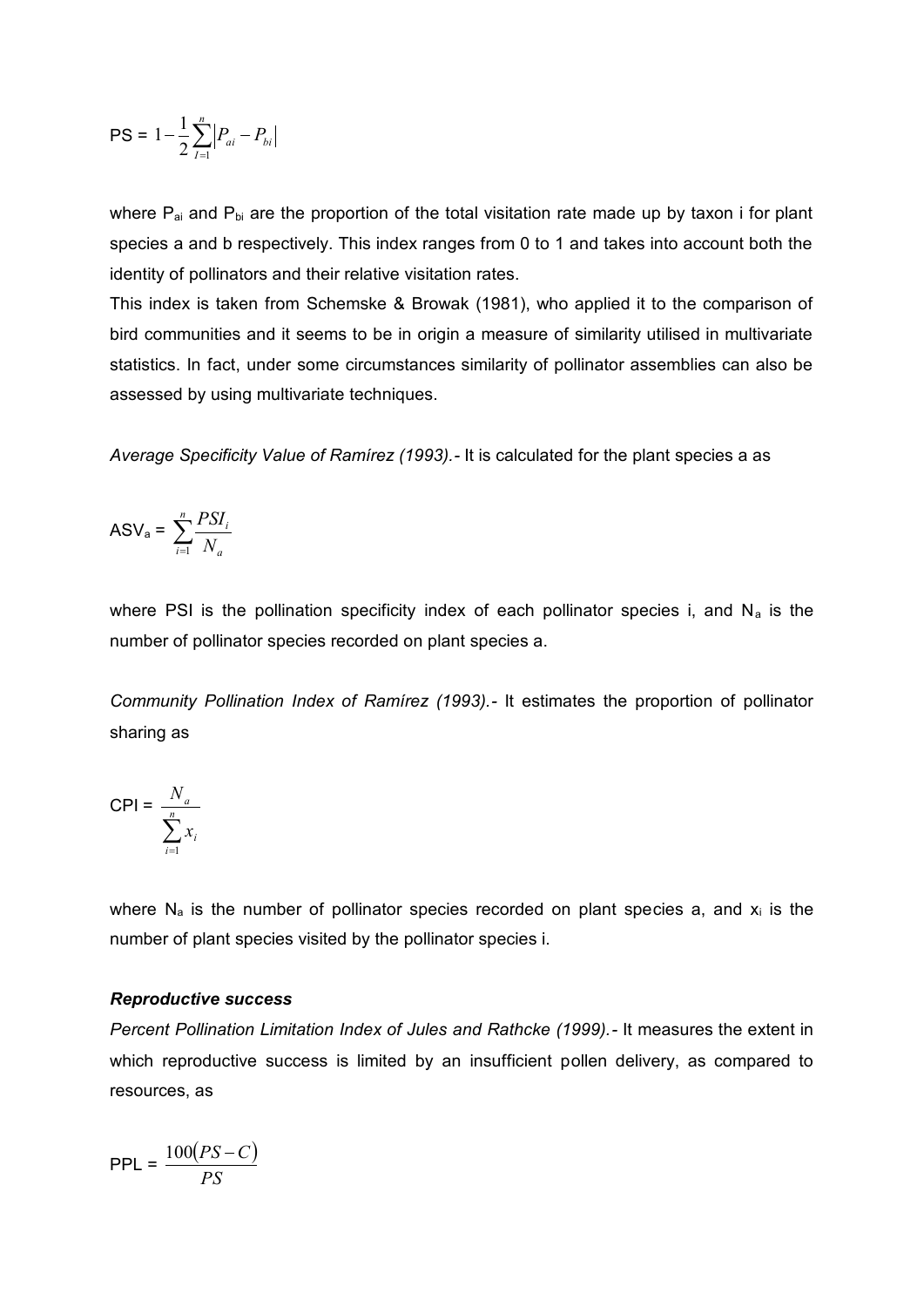$$\text{PS} = 1 - \frac{1}{2}\sum_{I=1}^{n}\left|P_{ai} - P_{bi}\right|$$

where $P_{ai}$ and $P_{bi}$ are the proportion of the total visitation rate made up by taxon i for plant species a and b respectively. This index ranges from 0 to 1 and takes into account both the identity of pollinators and their relative visitation rates.

This index is taken from Schemske & Browak (1981), who applied it to the comparison of bird communities and it seems to be in origin a measure of similarity utilised in multivariate statistics. In fact, under some circumstances similarity of pollinator assemblies can also be assessed by using multivariate techniques.

*Average Specificity Value of Ramírez (1993).-* It is calculated for the plant species a as

$$\text{ASV}_a = \sum_{i=1}^{n}\frac{PSI_i}{N_a}$$

where PSI is the pollination specificity index of each pollinator species i, and $N_a$ is the number of pollinator species recorded on plant species a.

*Community Pollination Index of Ramírez (1993).-* It estimates the proportion of pollinator sharing as

$$\text{CPI} = \frac{N_a}{\sum_{i=1}^{n} x_i}$$

where $N_a$ is the number of pollinator species recorded on plant species a, and $x_i$ is the number of plant species visited by the pollinator species i.

***Reproductive success***

*Percent Pollination Limitation Index of Jules and Rathcke (1999).-* It measures the extent in which reproductive success is limited by an insufficient pollen delivery, as compared to resources, as

$$\text{PPL} = \frac{100(PS - C)}{PS}$$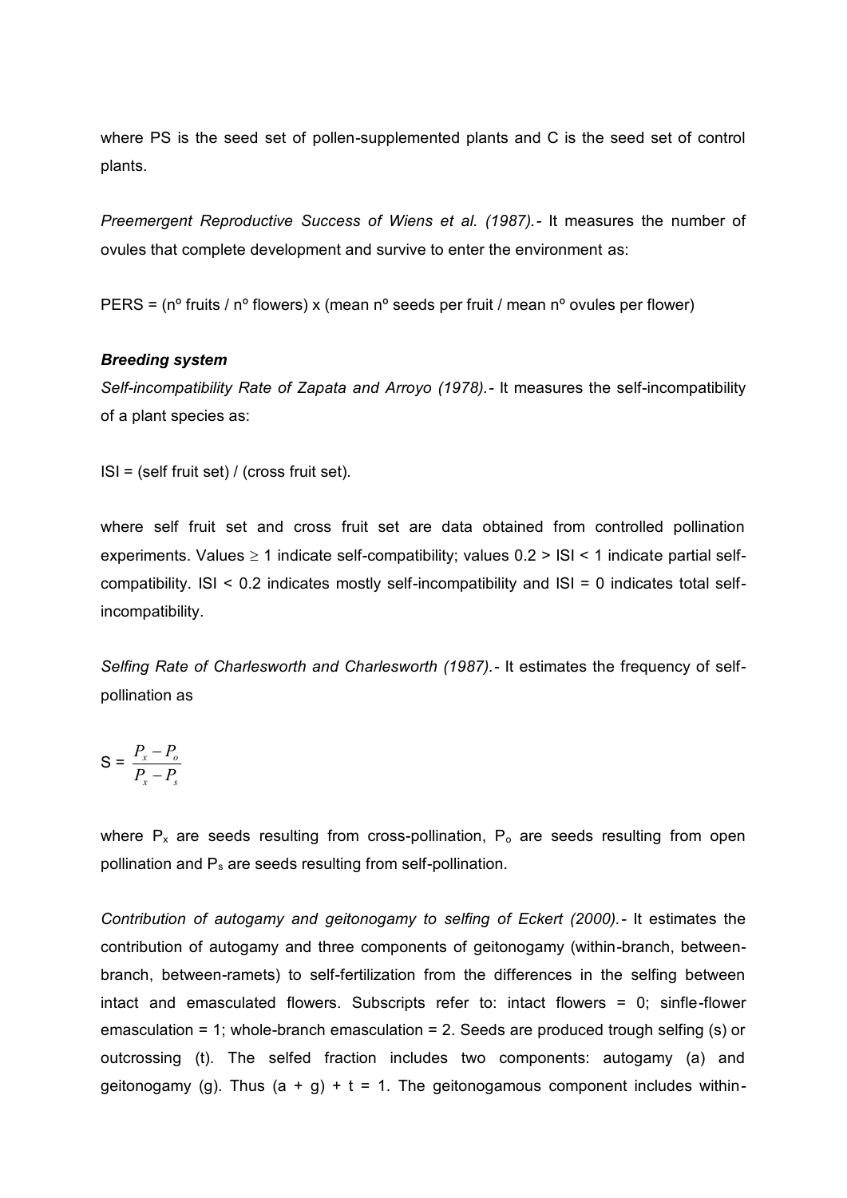where PS is the seed set of pollen-supplemented plants and C is the seed set of control plants.

*Preemergent Reproductive Success of Wiens et al. (1987).*- It measures the number of ovules that complete development and survive to enter the environment as:

PERS = (nº fruits / nº flowers) x (mean nº seeds per fruit / mean nº ovules per flower)

### ***Breeding system***

*Self-incompatibility Rate of Zapata and Arroyo (1978).*- It measures the self-incompatibility of a plant species as:

ISI = (self fruit set) / (cross fruit set).

where self fruit set and cross fruit set are data obtained from controlled pollination experiments. Values $\geq 1$ indicate self-compatibility; values $0.2 > \text{ISI} < 1$ indicate partial self-compatibility. ISI < 0.2 indicates mostly self-incompatibility and ISI = 0 indicates total self-incompatibility.

*Selfing Rate of Charlesworth and Charlesworth (1987).*- It estimates the frequency of self-pollination as

$$S = \frac{P_x - P_o}{P_x - P_s}$$

where $P_x$ are seeds resulting from cross-pollination, $P_o$ are seeds resulting from open pollination and $P_s$ are seeds resulting from self-pollination.

*Contribution of autogamy and geitonogamy to selfing of Eckert (2000).*- It estimates the contribution of autogamy and three components of geitonogamy (within-branch, between-branch, between-ramets) to self-fertilization from the differences in the selfing between intact and emasculated flowers. Subscripts refer to: intact flowers = 0; sinfle-flower emasculation = 1; whole-branch emasculation = 2. Seeds are produced trough selfing (s) or outcrossing (t). The selfed fraction includes two components: autogamy (a) and geitonogamy (g). Thus $(a + g) + t = 1$. The geitonogamous component includes within-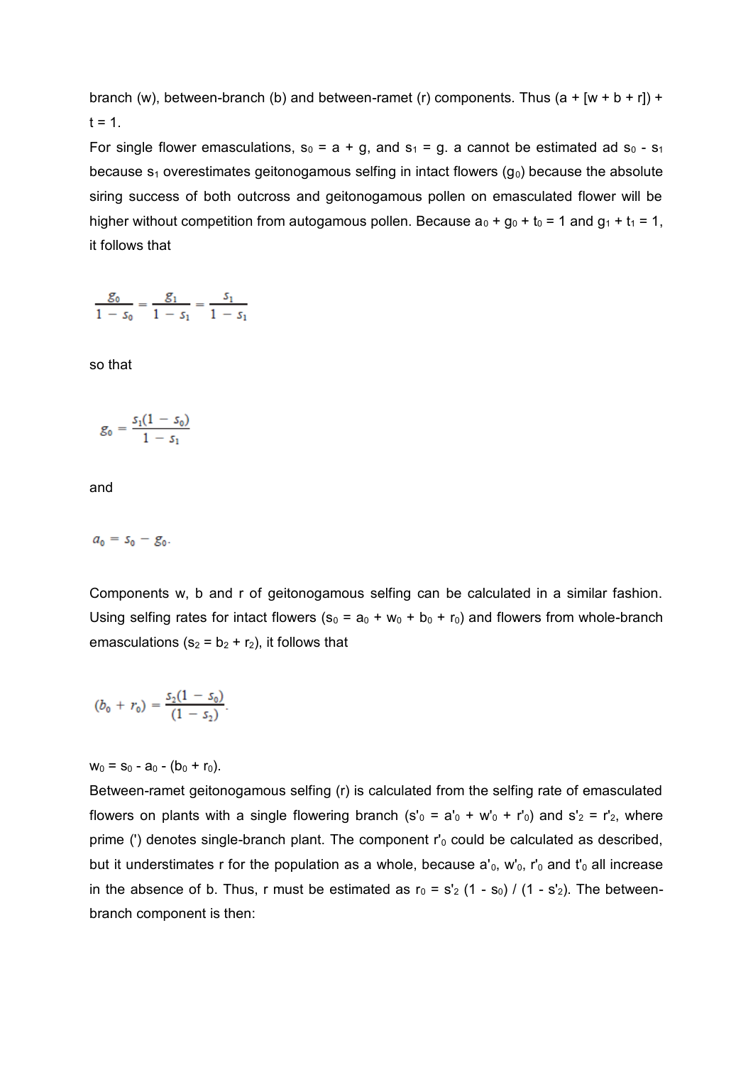branch (w), between-branch (b) and between-ramet (r) components. Thus $(a + [w + b + r]) + t = 1$.

For single flower emasculations, $s_0 = a + g$, and $s_1 = g$. a cannot be estimated ad $s_0 - s_1$ because $s_1$ overestimates geitonogamous selfing in intact flowers ($g_0$) because the absolute siring success of both outcross and geitonogamous pollen on emasculated flower will be higher without competition from autogamous pollen. Because $a_0 + g_0 + t_0 = 1$ and $g_1 + t_1 = 1$, it follows that

$$\frac{g_0}{1 - s_0} = \frac{g_1}{1 - s_1} = \frac{s_1}{1 - s_1}$$

so that

$$g_0 = \frac{s_1(1 - s_0)}{1 - s_1}$$

and

$$a_0 = s_0 - g_0.$$

Components w, b and r of geitonogamous selfing can be calculated in a similar fashion. Using selfing rates for intact flowers ($s_0 = a_0 + w_0 + b_0 + r_0$) and flowers from whole-branch emasculations ($s_2 = b_2 + r_2$), it follows that

$$(b_0 + r_0) = \frac{s_2(1 - s_0)}{(1 - s_2)}.$$

$w_0 = s_0 - a_0 - (b_0 + r_0)$.

Between-ramet geitonogamous selfing (r) is calculated from the selfing rate of emasculated flowers on plants with a single flowering branch ($s'_0 = a'_0 + w'_0 + r'_0$) and $s'_2 = r'_2$, where prime (') denotes single-branch plant. The component $r'_0$ could be calculated as described, but it understimates r for the population as a whole, because $a'_0$, $w'_0$, $r'_0$ and $t'_0$ all increase in the absence of b. Thus, r must be estimated as $r_0 = s'_2 (1 - s_0) / (1 - s'_2)$. The between-branch component is then: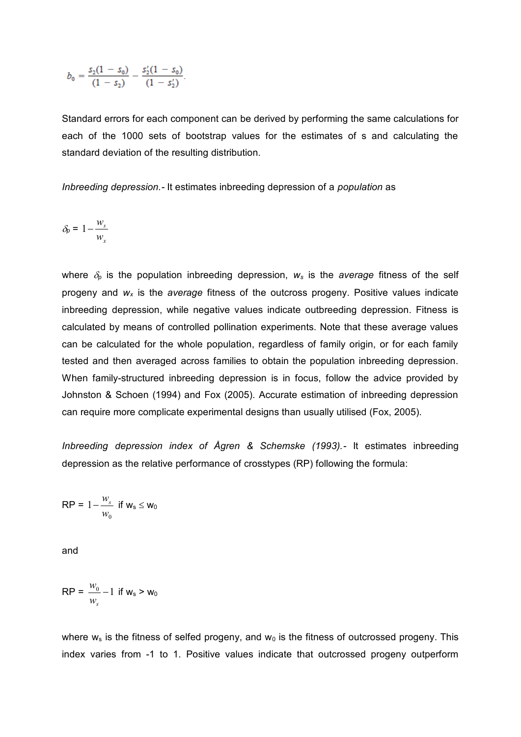$$b_0 = \frac{s_2(1 - s_0)}{(1 - s_2)} - \frac{s_2'(1 - s_0)}{(1 - s_2')}.$$

Standard errors for each component can be derived by performing the same calculations for each of the 1000 sets of bootstrap values for the estimates of s and calculating the standard deviation of the resulting distribution.

*Inbreeding depression.*- It estimates inbreeding depression of a *population* as

$$\delta_p = 1 - \frac{w_s}{w_x}$$

where $\delta_p$ is the population inbreeding depression, $w_s$ is the *average* fitness of the self progeny and $w_x$ is the *average* fitness of the outcross progeny. Positive values indicate inbreeding depression, while negative values indicate outbreeding depression. Fitness is calculated by means of controlled pollination experiments. Note that these average values can be calculated for the whole population, regardless of family origin, or for each family tested and then averaged across families to obtain the population inbreeding depression. When family-structured inbreeding depression is in focus, follow the advice provided by Johnston & Schoen (1994) and Fox (2005). Accurate estimation of inbreeding depression can require more complicate experimental designs than usually utilised (Fox, 2005).

*Inbreeding depression index of Ågren & Schemske (1993).*- It estimates inbreeding depression as the relative performance of crosstypes (RP) following the formula:

$$\text{RP} = 1 - \frac{w_s}{w_0} \text{ if } w_s \leq w_0$$

and

$$\text{RP} = \frac{w_0}{w_s} - 1 \text{ if } w_s > w_0$$

where $w_s$ is the fitness of selfed progeny, and $w_0$ is the fitness of outcrossed progeny. This index varies from -1 to 1. Positive values indicate that outcrossed progeny outperform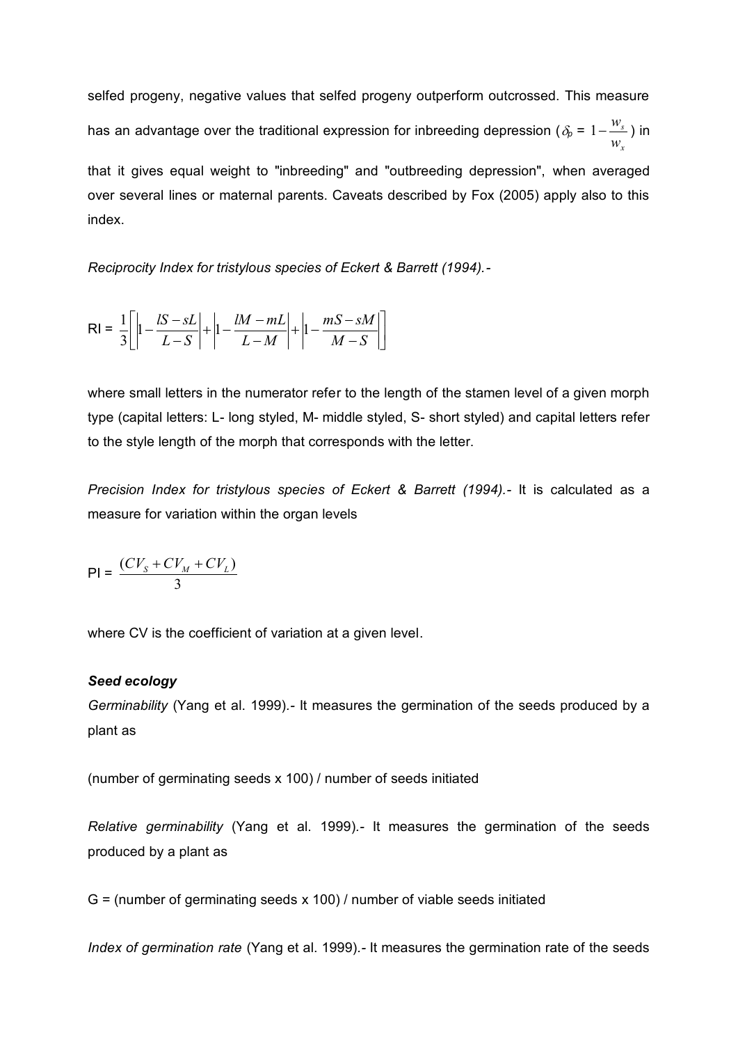selfed progeny, negative values that selfed progeny outperform outcrossed. This measure has an advantage over the traditional expression for inbreeding depression ($\delta_p = 1 - \frac{w_s}{w_x}$) in that it gives equal weight to "inbreeding" and "outbreeding depression", when averaged over several lines or maternal parents. Caveats described by Fox (2005) apply also to this index.

*Reciprocity Index for tristylous species of Eckert & Barrett (1994).-*

$$\text{RI} = \frac{1}{3}\left[\left|1 - \frac{lS - sL}{L - S}\right| + \left|1 - \frac{lM - mL}{L - M}\right| + \left|1 - \frac{mS - sM}{M - S}\right|\right]$$

where small letters in the numerator refer to the length of the stamen level of a given morph type (capital letters: L- long styled, M- middle styled, S- short styled) and capital letters refer to the style length of the morph that corresponds with the letter.

*Precision Index for tristylous species of Eckert & Barrett (1994).-* It is calculated as a measure for variation within the organ levels

$$\text{PI} = \frac{(CV_S + CV_M + CV_L)}{3}$$

where CV is the coefficient of variation at a given level.

***Seed ecology***

*Germinability* (Yang et al. 1999).- It measures the germination of the seeds produced by a plant as

(number of germinating seeds x 100) / number of seeds initiated

*Relative germinability* (Yang et al. 1999).- It measures the germination of the seeds produced by a plant as

G = (number of germinating seeds x 100) / number of viable seeds initiated

*Index of germination rate* (Yang et al. 1999).- It measures the germination rate of the seeds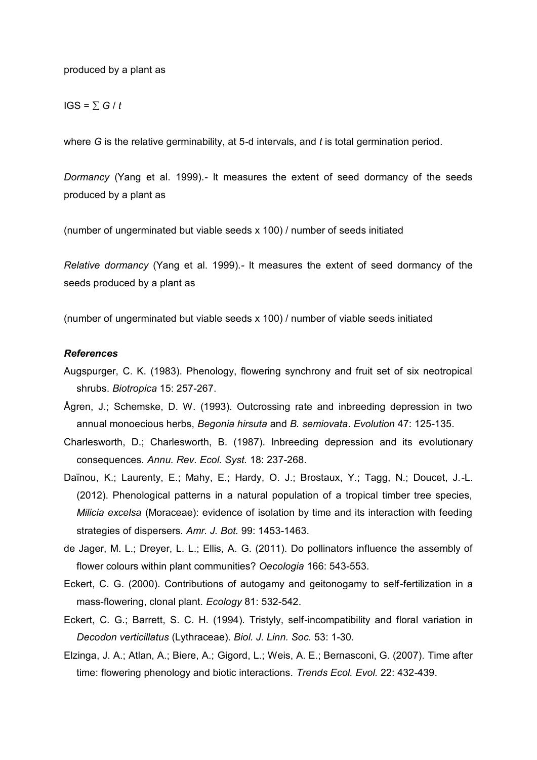produced by a plant as

$$IGS = \sum G / t$$

where $G$ is the relative germinability, at 5-d intervals, and $t$ is total germination period.

*Dormancy* (Yang et al. 1999).- It measures the extent of seed dormancy of the seeds produced by a plant as

(number of ungerminated but viable seeds x 100) / number of seeds initiated

*Relative dormancy* (Yang et al. 1999).- It measures the extent of seed dormancy of the seeds produced by a plant as

(number of ungerminated but viable seeds x 100) / number of viable seeds initiated

### *References*

Augspurger, C. K. (1983). Phenology, flowering synchrony and fruit set of six neotropical shrubs. *Biotropica* 15: 257-267.

Ågren, J.; Schemske, D. W. (1993). Outcrossing rate and inbreeding depression in two annual monoecious herbs, *Begonia hirsuta* and *B. semiovata*. *Evolution* 47: 125-135.

Charlesworth, D.; Charlesworth, B. (1987). Inbreeding depression and its evolutionary consequences. *Annu. Rev. Ecol. Syst.* 18: 237-268.

Daïnou, K.; Laurenty, E.; Mahy, E.; Hardy, O. J.; Brostaux, Y.; Tagg, N.; Doucet, J.-L. (2012). Phenological patterns in a natural population of a tropical timber tree species, *Milicia excelsa* (Moraceae): evidence of isolation by time and its interaction with feeding strategies of dispersers. *Amr. J. Bot.* 99: 1453-1463.

de Jager, M. L.; Dreyer, L. L.; Ellis, A. G. (2011). Do pollinators influence the assembly of flower colours within plant communities? *Oecologia* 166: 543-553.

Eckert, C. G. (2000). Contributions of autogamy and geitonogamy to self-fertilization in a mass-flowering, clonal plant. *Ecology* 81: 532-542.

Eckert, C. G.; Barrett, S. C. H. (1994). Tristyly, self-incompatibility and floral variation in *Decodon verticillatus* (Lythraceae). *Biol. J. Linn. Soc.* 53: 1-30.

Elzinga, J. A.; Atlan, A.; Biere, A.; Gigord, L.; Weis, A. E.; Bernasconi, G. (2007). Time after time: flowering phenology and biotic interactions. *Trends Ecol. Evol.* 22: 432-439.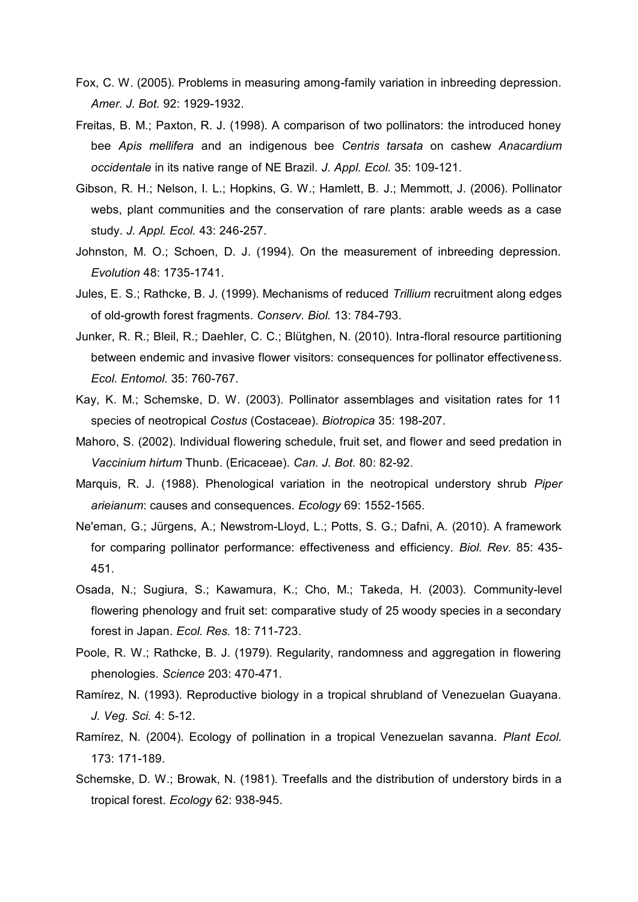Fox, C. W. (2005). Problems in measuring among-family variation in inbreeding depression. *Amer. J. Bot.* 92: 1929-1932.

Freitas, B. M.; Paxton, R. J. (1998). A comparison of two pollinators: the introduced honey bee *Apis mellifera* and an indigenous bee *Centris tarsata* on cashew *Anacardium occidentale* in its native range of NE Brazil. *J. Appl. Ecol.* 35: 109-121.

Gibson, R. H.; Nelson, I. L.; Hopkins, G. W.; Hamlett, B. J.; Memmott, J. (2006). Pollinator webs, plant communities and the conservation of rare plants: arable weeds as a case study. *J. Appl. Ecol.* 43: 246-257.

Johnston, M. O.; Schoen, D. J. (1994). On the measurement of inbreeding depression. *Evolution* 48: 1735-1741.

Jules, E. S.; Rathcke, B. J. (1999). Mechanisms of reduced *Trillium* recruitment along edges of old-growth forest fragments. *Conserv. Biol.* 13: 784-793.

Junker, R. R.; Bleil, R.; Daehler, C. C.; Blütghen, N. (2010). Intra-floral resource partitioning between endemic and invasive flower visitors: consequences for pollinator effectiveness. *Ecol. Entomol.* 35: 760-767.

Kay, K. M.; Schemske, D. W. (2003). Pollinator assemblages and visitation rates for 11 species of neotropical *Costus* (Costaceae). *Biotropica* 35: 198-207.

Mahoro, S. (2002). Individual flowering schedule, fruit set, and flower and seed predation in *Vaccinium hirtum* Thunb. (Ericaceae). *Can. J. Bot.* 80: 82-92.

Marquis, R. J. (1988). Phenological variation in the neotropical understory shrub *Piper arieianum*: causes and consequences. *Ecology* 69: 1552-1565.

Ne'eman, G.; Jürgens, A.; Newstrom-Lloyd, L.; Potts, S. G.; Dafni, A. (2010). A framework for comparing pollinator performance: effectiveness and efficiency. *Biol. Rev.* 85: 435-451.

Osada, N.; Sugiura, S.; Kawamura, K.; Cho, M.; Takeda, H. (2003). Community-level flowering phenology and fruit set: comparative study of 25 woody species in a secondary forest in Japan. *Ecol. Res.* 18: 711-723.

Poole, R. W.; Rathcke, B. J. (1979). Regularity, randomness and aggregation in flowering phenologies. *Science* 203: 470-471.

Ramírez, N. (1993). Reproductive biology in a tropical shrubland of Venezuelan Guayana. *J. Veg. Sci.* 4: 5-12.

Ramírez, N. (2004). Ecology of pollination in a tropical Venezuelan savanna. *Plant Ecol.* 173: 171-189.

Schemske, D. W.; Browak, N. (1981). Treefalls and the distribution of understory birds in a tropical forest. *Ecology* 62: 938-945.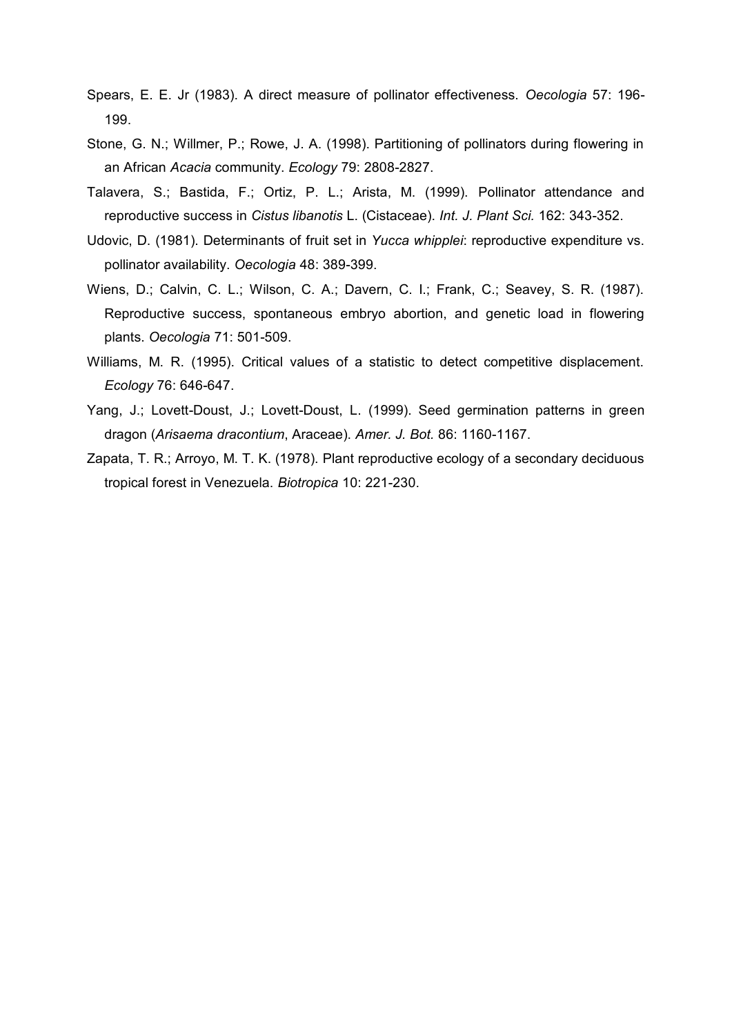Spears, E. E. Jr (1983). A direct measure of pollinator effectiveness. *Oecologia* 57: 196-199.

Stone, G. N.; Willmer, P.; Rowe, J. A. (1998). Partitioning of pollinators during flowering in an African *Acacia* community. *Ecology* 79: 2808-2827.

Talavera, S.; Bastida, F.; Ortiz, P. L.; Arista, M. (1999). Pollinator attendance and reproductive success in *Cistus libanotis* L. (Cistaceae). *Int. J. Plant Sci.* 162: 343-352.

Udovic, D. (1981). Determinants of fruit set in *Yucca whipplei*: reproductive expenditure vs. pollinator availability. *Oecologia* 48: 389-399.

Wiens, D.; Calvin, C. L.; Wilson, C. A.; Davern, C. I.; Frank, C.; Seavey, S. R. (1987). Reproductive success, spontaneous embryo abortion, and genetic load in flowering plants. *Oecologia* 71: 501-509.

Williams, M. R. (1995). Critical values of a statistic to detect competitive displacement. *Ecology* 76: 646-647.

Yang, J.; Lovett-Doust, J.; Lovett-Doust, L. (1999). Seed germination patterns in green dragon (*Arisaema dracontium*, Araceae). *Amer. J. Bot.* 86: 1160-1167.

Zapata, T. R.; Arroyo, M. T. K. (1978). Plant reproductive ecology of a secondary deciduous tropical forest in Venezuela. *Biotropica* 10: 221-230.